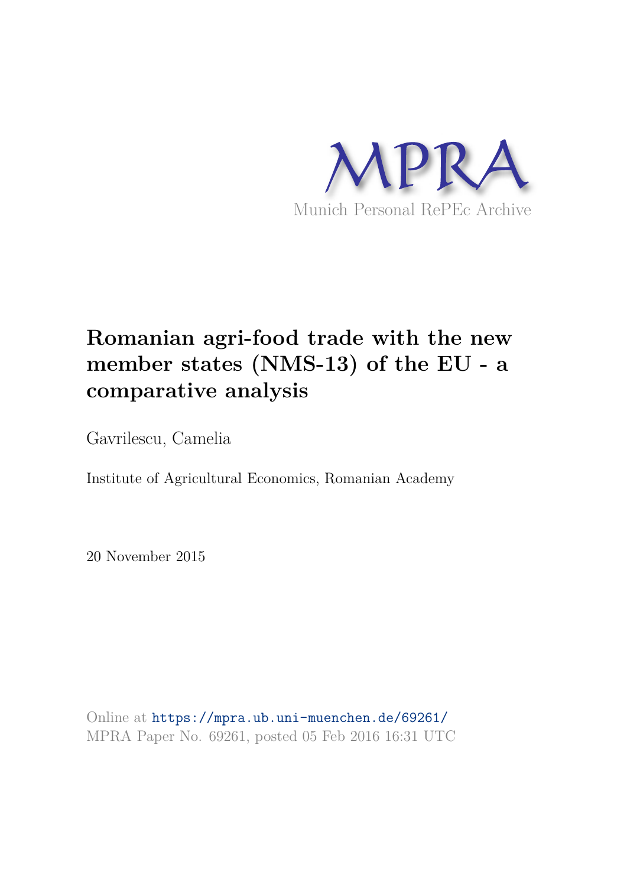MPRA

Munich Personal RePEc Archive

# Romanian agri-food trade with the new member states (NMS-13) of the EU - a comparative analysis

Gavrilescu, Camelia

Institute of Agricultural Economics, Romanian Academy

20 November 2015

Online at https://mpra.ub.uni-muenchen.de/69261/
MPRA Paper No. 69261, posted 05 Feb 2016 16:31 UTC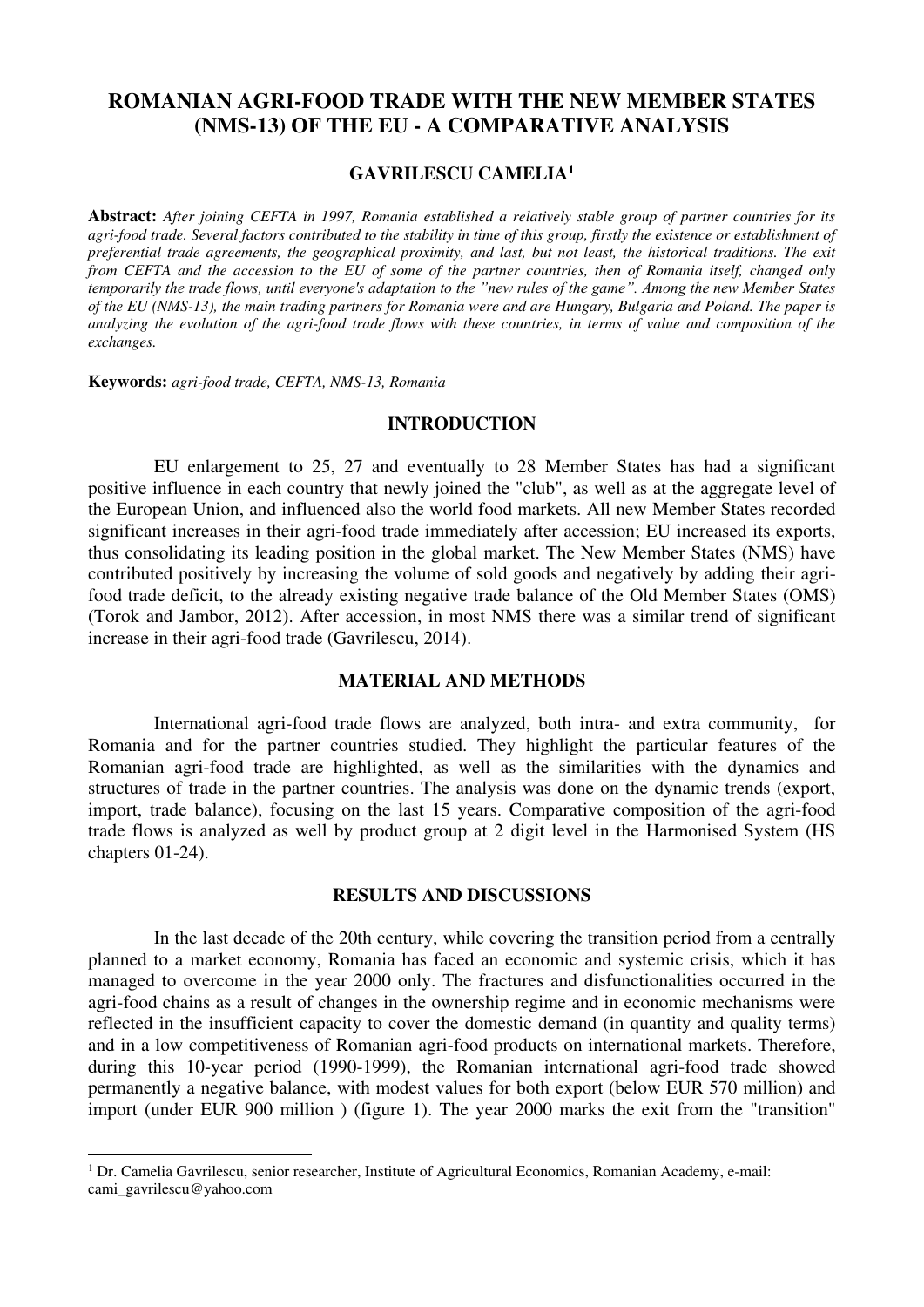# ROMANIAN AGRI-FOOD TRADE WITH THE NEW MEMBER STATES (NMS-13) OF THE EU - A COMPARATIVE ANALYSIS

**GAVRILESCU CAMELIA[1]**

**Abstract:** *After joining CEFTA in 1997, Romania established a relatively stable group of partner countries for its agri-food trade. Several factors contributed to the stability in time of this group, firstly the existence or establishment of preferential trade agreements, the geographical proximity, and last, but not least, the historical traditions. The exit from CEFTA and the accession to the EU of some of the partner countries, then of Romania itself, changed only temporarily the trade flows, until everyone's adaptation to the "new rules of the game". Among the new Member States of the EU (NMS-13), the main trading partners for Romania were and are Hungary, Bulgaria and Poland. The paper is analyzing the evolution of the agri-food trade flows with these countries, in terms of value and composition of the exchanges.*

**Keywords:** *agri-food trade, CEFTA, NMS-13, Romania*

## INTRODUCTION

EU enlargement to 25, 27 and eventually to 28 Member States has had a significant positive influence in each country that newly joined the "club", as well as at the aggregate level of the European Union, and influenced also the world food markets. All new Member States recorded significant increases in their agri-food trade immediately after accession; EU increased its exports, thus consolidating its leading position in the global market. The New Member States (NMS) have contributed positively by increasing the volume of sold goods and negatively by adding their agri-food trade deficit, to the already existing negative trade balance of the Old Member States (OMS) (Torok and Jambor, 2012). After accession, in most NMS there was a similar trend of significant increase in their agri-food trade (Gavrilescu, 2014).

## MATERIAL AND METHODS

International agri-food trade flows are analyzed, both intra- and extra community, for Romania and for the partner countries studied. They highlight the particular features of the Romanian agri-food trade are highlighted, as well as the similarities with the dynamics and structures of trade in the partner countries. The analysis was done on the dynamic trends (export, import, trade balance), focusing on the last 15 years. Comparative composition of the agri-food trade flows is analyzed as well by product group at 2 digit level in the Harmonised System (HS chapters 01-24).

## RESULTS AND DISCUSSIONS

In the last decade of the 20th century, while covering the transition period from a centrally planned to a market economy, Romania has faced an economic and systemic crisis, which it has managed to overcome in the year 2000 only. The fractures and disfunctionalities occurred in the agri-food chains as a result of changes in the ownership regime and in economic mechanisms were reflected in the insufficient capacity to cover the domestic demand (in quantity and quality terms) and in a low competitiveness of Romanian agri-food products on international markets. Therefore, during this 10-year period (1990-1999), the Romanian international agri-food trade showed permanently a negative balance, with modest values for both export (below EUR 570 million) and import (under EUR 900 million ) (figure 1). The year 2000 marks the exit from the "transition"

---

[1] Dr. Camelia Gavrilescu, senior researcher, Institute of Agricultural Economics, Romanian Academy, e-mail: cami_gavrilescu@yahoo.com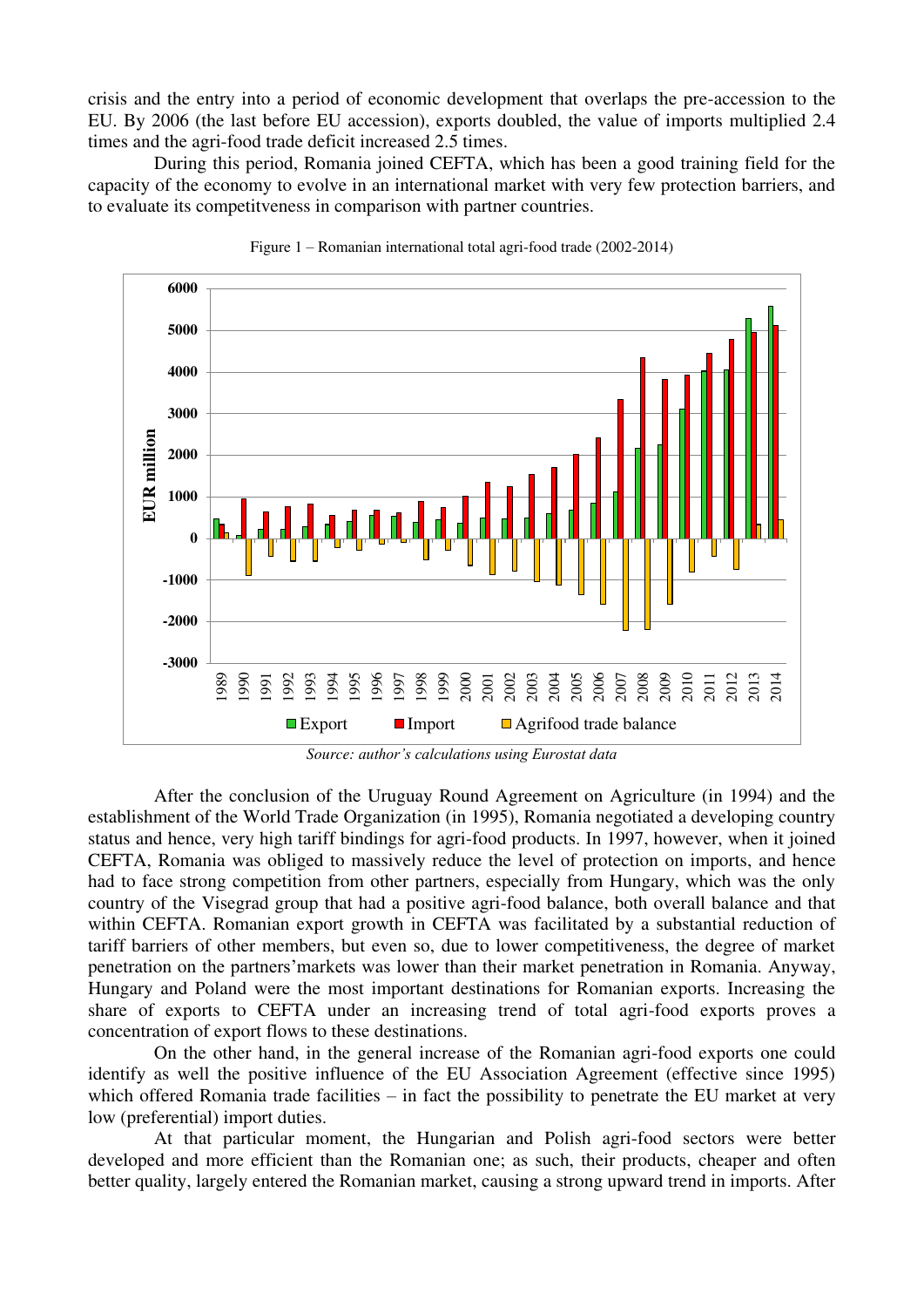crisis and the entry into a period of economic development that overlaps the pre-accession to the EU. By 2006 (the last before EU accession), exports doubled, the value of imports multiplied 2.4 times and the agri-food trade deficit increased 2.5 times.

During this period, Romania joined CEFTA, which has been a good training field for the capacity of the economy to evolve in an international market with very few protection barriers, and to evaluate its competitveness in comparison with partner countries.

Figure 1 – Romanian international total agri-food trade (2002-2014)

*Source: author's calculations using Eurostat data*

After the conclusion of the Uruguay Round Agreement on Agriculture (in 1994) and the establishment of the World Trade Organization (in 1995), Romania negotiated a developing country status and hence, very high tariff bindings for agri-food products. In 1997, however, when it joined CEFTA, Romania was obliged to massively reduce the level of protection on imports, and hence had to face strong competition from other partners, especially from Hungary, which was the only country of the Visegrad group that had a positive agri-food balance, both overall balance and that within CEFTA. Romanian export growth in CEFTA was facilitated by a substantial reduction of tariff barriers of other members, but even so, due to lower competitiveness, the degree of market penetration on the partners'markets was lower than their market penetration in Romania. Anyway, Hungary and Poland were the most important destinations for Romanian exports. Increasing the share of exports to CEFTA under an increasing trend of total agri-food exports proves a concentration of export flows to these destinations.

On the other hand, in the general increase of the Romanian agri-food exports one could identify as well the positive influence of the EU Association Agreement (effective since 1995) which offered Romania trade facilities – in fact the possibility to penetrate the EU market at very low (preferential) import duties.

At that particular moment, the Hungarian and Polish agri-food sectors were better developed and more efficient than the Romanian one; as such, their products, cheaper and often better quality, largely entered the Romanian market, causing a strong upward trend in imports. After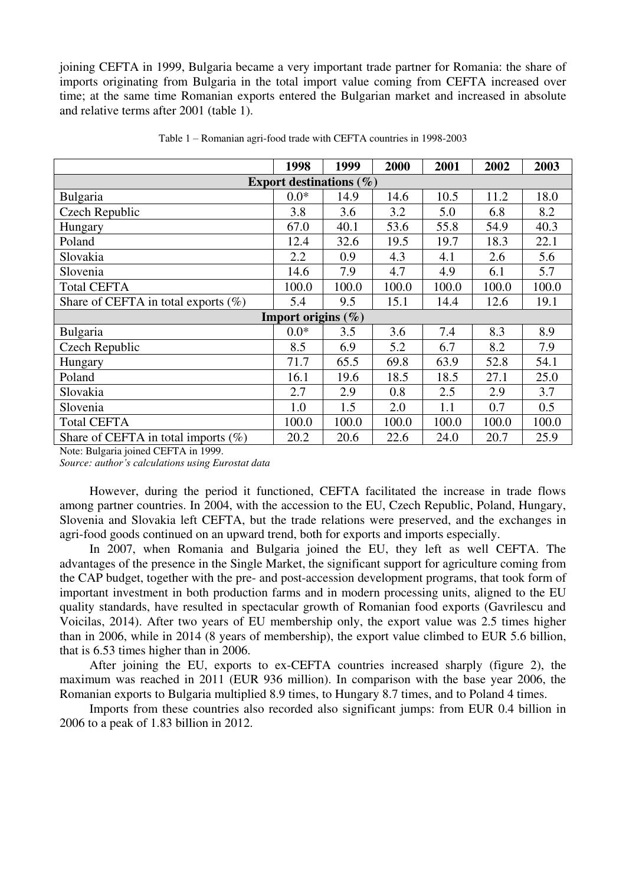joining CEFTA in 1999, Bulgaria became a very important trade partner for Romania: the share of imports originating from Bulgaria in the total import value coming from CEFTA increased over time; at the same time Romanian exports entered the Bulgarian market and increased in absolute and relative terms after 2001 (table 1).

Table 1 – Romanian agri-food trade with CEFTA countries in 1998-2003

| | 1998 | 1999 | 2000 | 2001 | 2002 | 2003 |
|---|---|---|---|---|---|---|
| **Export destinations (%)** | | | | | | |
| Bulgaria | 0.0* | 14.9 | 14.6 | 10.5 | 11.2 | 18.0 |
| Czech Republic | 3.8 | 3.6 | 3.2 | 5.0 | 6.8 | 8.2 |
| Hungary | 67.0 | 40.1 | 53.6 | 55.8 | 54.9 | 40.3 |
| Poland | 12.4 | 32.6 | 19.5 | 19.7 | 18.3 | 22.1 |
| Slovakia | 2.2 | 0.9 | 4.3 | 4.1 | 2.6 | 5.6 |
| Slovenia | 14.6 | 7.9 | 4.7 | 4.9 | 6.1 | 5.7 |
| Total CEFTA | 100.0 | 100.0 | 100.0 | 100.0 | 100.0 | 100.0 |
| Share of CEFTA in total exports (%) | 5.4 | 9.5 | 15.1 | 14.4 | 12.6 | 19.1 |
| **Import origins (%)** | | | | | | |
| Bulgaria | 0.0* | 3.5 | 3.6 | 7.4 | 8.3 | 8.9 |
| Czech Republic | 8.5 | 6.9 | 5.2 | 6.7 | 8.2 | 7.9 |
| Hungary | 71.7 | 65.5 | 69.8 | 63.9 | 52.8 | 54.1 |
| Poland | 16.1 | 19.6 | 18.5 | 18.5 | 27.1 | 25.0 |
| Slovakia | 2.7 | 2.9 | 0.8 | 2.5 | 2.9 | 3.7 |
| Slovenia | 1.0 | 1.5 | 2.0 | 1.1 | 0.7 | 0.5 |
| Total CEFTA | 100.0 | 100.0 | 100.0 | 100.0 | 100.0 | 100.0 |
| Share of CEFTA in total imports (%) | 20.2 | 20.6 | 22.6 | 24.0 | 20.7 | 25.9 |

Note: Bulgaria joined CEFTA in 1999.

*Source: author's calculations using Eurostat data*

However, during the period it functioned, CEFTA facilitated the increase in trade flows among partner countries. In 2004, with the accession to the EU, Czech Republic, Poland, Hungary, Slovenia and Slovakia left CEFTA, but the trade relations were preserved, and the exchanges in agri-food goods continued on an upward trend, both for exports and imports especially.

In 2007, when Romania and Bulgaria joined the EU, they left as well CEFTA. The advantages of the presence in the Single Market, the significant support for agriculture coming from the CAP budget, together with the pre- and post-accession development programs, that took form of important investment in both production farms and in modern processing units, aligned to the EU quality standards, have resulted in spectacular growth of Romanian food exports (Gavrilescu and Voicilas, 2014). After two years of EU membership only, the export value was 2.5 times higher than in 2006, while in 2014 (8 years of membership), the export value climbed to EUR 5.6 billion, that is 6.53 times higher than in 2006.

After joining the EU, exports to ex-CEFTA countries increased sharply (figure 2), the maximum was reached in 2011 (EUR 936 million). In comparison with the base year 2006, the Romanian exports to Bulgaria multiplied 8.9 times, to Hungary 8.7 times, and to Poland 4 times.

Imports from these countries also recorded also significant jumps: from EUR 0.4 billion in 2006 to a peak of 1.83 billion in 2012.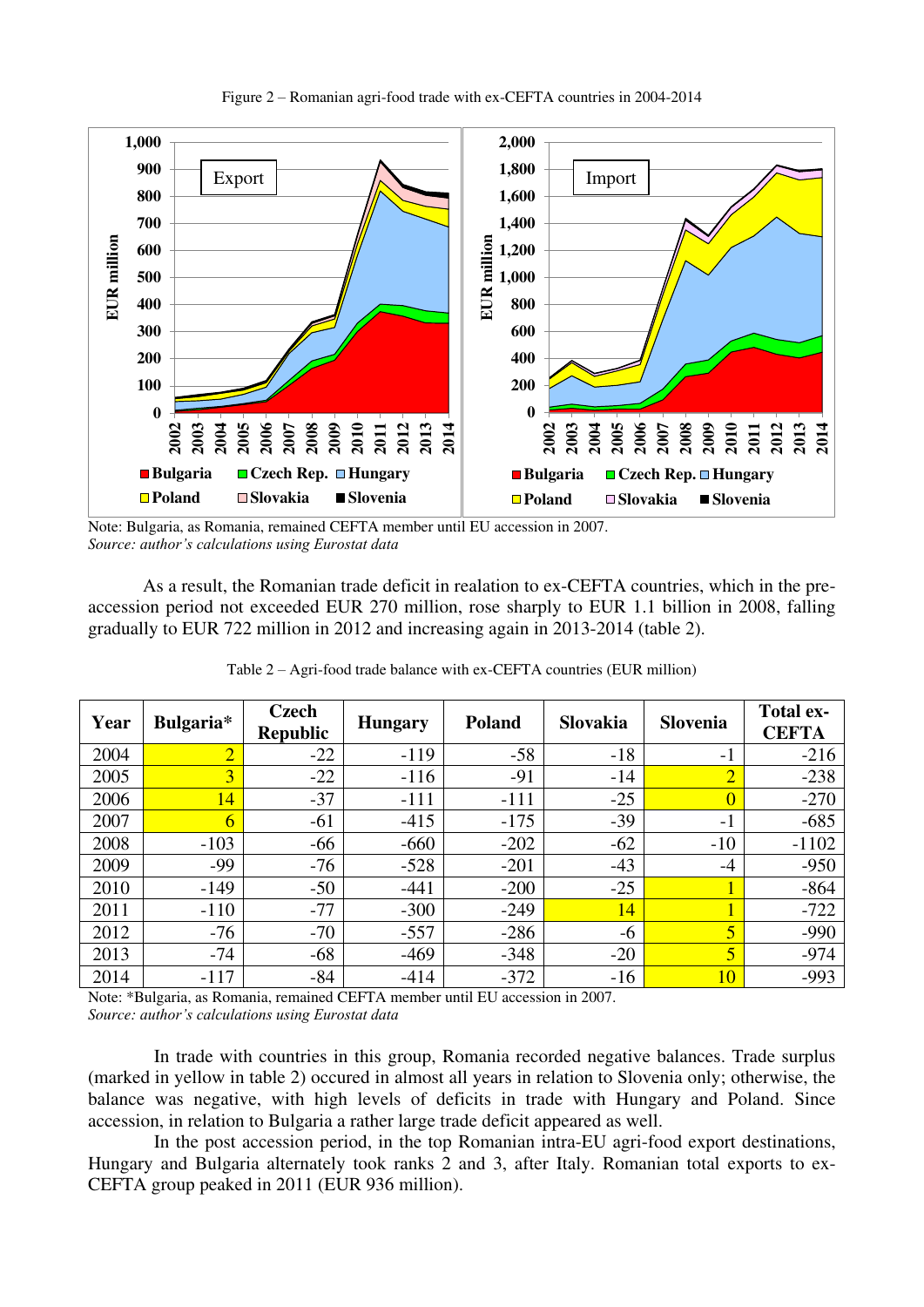Figure 2 – Romanian agri-food trade with ex-CEFTA countries in 2004-2014

Note: Bulgaria, as Romania, remained CEFTA member until EU accession in 2007.
*Source: author's calculations using Eurostat data*

As a result, the Romanian trade deficit in realation to ex-CEFTA countries, which in the pre-accession period not exceeded EUR 270 million, rose sharply to EUR 1.1 billion in 2008, falling gradually to EUR 722 million in 2012 and increasing again in 2013-2014 (table 2).

Table 2 – Agri-food trade balance with ex-CEFTA countries (EUR million)

| Year | Bulgaria* | Czech Republic | Hungary | Poland | Slovakia | Slovenia | Total ex-CEFTA |
|---|---|---|---|---|---|---|---|
| 2004 | 2 | -22 | -119 | -58 | -18 | -1 | -216 |
| 2005 | 3 | -22 | -116 | -91 | -14 | 2 | -238 |
| 2006 | 14 | -37 | -111 | -111 | -25 | 0 | -270 |
| 2007 | 6 | -61 | -415 | -175 | -39 | -1 | -685 |
| 2008 | -103 | -66 | -660 | -202 | -62 | -10 | -1102 |
| 2009 | -99 | -76 | -528 | -201 | -43 | -4 | -950 |
| 2010 | -149 | -50 | -441 | -200 | -25 | 1 | -864 |
| 2011 | -110 | -77 | -300 | -249 | 14 | 1 | -722 |
| 2012 | -76 | -70 | -557 | -286 | -6 | 5 | -990 |
| 2013 | -74 | -68 | -469 | -348 | -20 | 5 | -974 |
| 2014 | -117 | -84 | -414 | -372 | -16 | 10 | -993 |

Note: *Bulgaria, as Romania, remained CEFTA member until EU accession in 2007.
*Source: author's calculations using Eurostat data*

In trade with countries in this group, Romania recorded negative balances. Trade surplus (marked in yellow in table 2) occured in almost all years in relation to Slovenia only; otherwise, the balance was negative, with high levels of deficits in trade with Hungary and Poland. Since accession, in relation to Bulgaria a rather large trade deficit appeared as well.

In the post accession period, in the top Romanian intra-EU agri-food export destinations, Hungary and Bulgaria alternately took ranks 2 and 3, after Italy. Romanian total exports to ex-CEFTA group peaked in 2011 (EUR 936 million).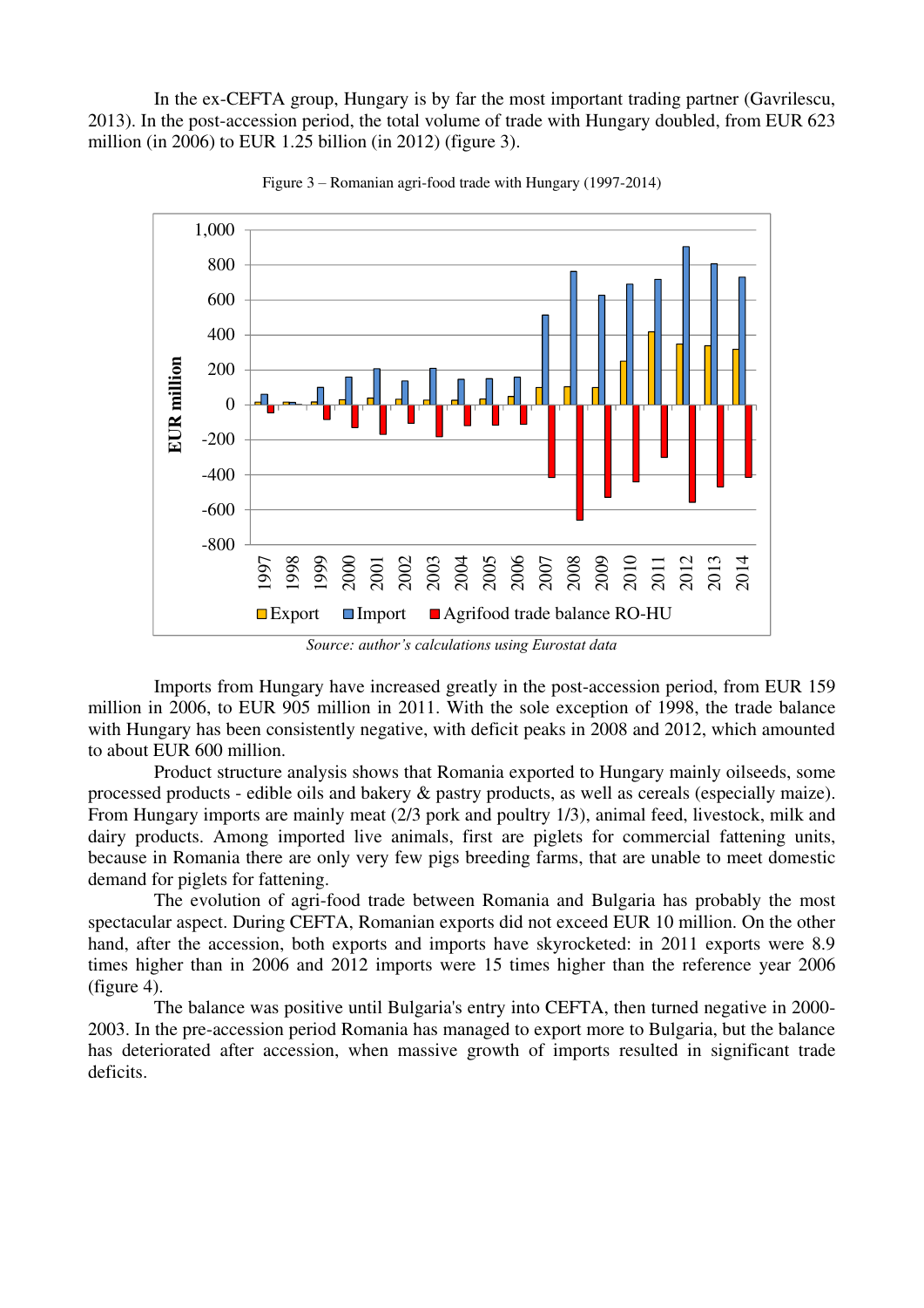In the ex-CEFTA group, Hungary is by far the most important trading partner (Gavrilescu, 2013). In the post-accession period, the total volume of trade with Hungary doubled, from EUR 623 million (in 2006) to EUR 1.25 billion (in 2012) (figure 3).

Figure 3 – Romanian agri-food trade with Hungary (1997-2014)

*Source: author's calculations using Eurostat data*

Imports from Hungary have increased greatly in the post-accession period, from EUR 159 million in 2006, to EUR 905 million in 2011. With the sole exception of 1998, the trade balance with Hungary has been consistently negative, with deficit peaks in 2008 and 2012, which amounted to about EUR 600 million.

Product structure analysis shows that Romania exported to Hungary mainly oilseeds, some processed products - edible oils and bakery & pastry products, as well as cereals (especially maize). From Hungary imports are mainly meat (2/3 pork and poultry 1/3), animal feed, livestock, milk and dairy products. Among imported live animals, first are piglets for commercial fattening units, because in Romania there are only very few pigs breeding farms, that are unable to meet domestic demand for piglets for fattening.

The evolution of agri-food trade between Romania and Bulgaria has probably the most spectacular aspect. During CEFTA, Romanian exports did not exceed EUR 10 million. On the other hand, after the accession, both exports and imports have skyrocketed: in 2011 exports were 8.9 times higher than in 2006 and 2012 imports were 15 times higher than the reference year 2006 (figure 4).

The balance was positive until Bulgaria's entry into CEFTA, then turned negative in 2000-2003. In the pre-accession period Romania has managed to export more to Bulgaria, but the balance has deteriorated after accession, when massive growth of imports resulted in significant trade deficits.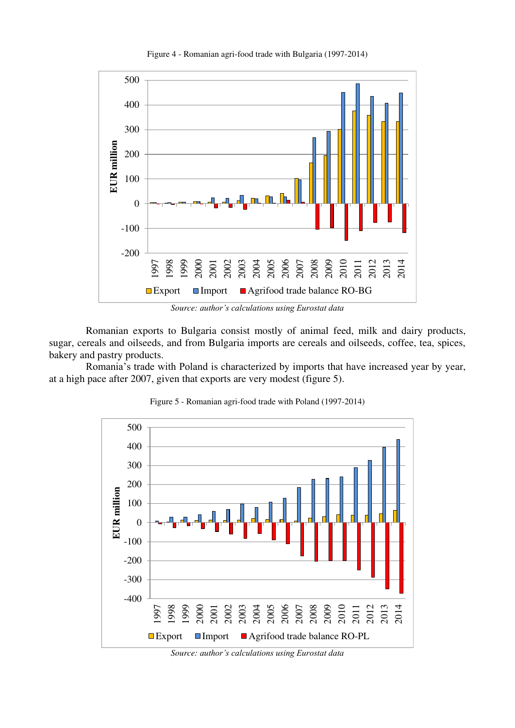Figure 4 - Romanian agri-food trade with Bulgaria (1997-2014)

*Source: author's calculations using Eurostat data*

Romanian exports to Bulgaria consist mostly of animal feed, milk and dairy products, sugar, cereals and oilseeds, and from Bulgaria imports are cereals and oilseeds, coffee, tea, spices, bakery and pastry products.

Romania's trade with Poland is characterized by imports that have increased year by year, at a high pace after 2007, given that exports are very modest (figure 5).

Figure 5 - Romanian agri-food trade with Poland (1997-2014)

*Source: author's calculations using Eurostat data*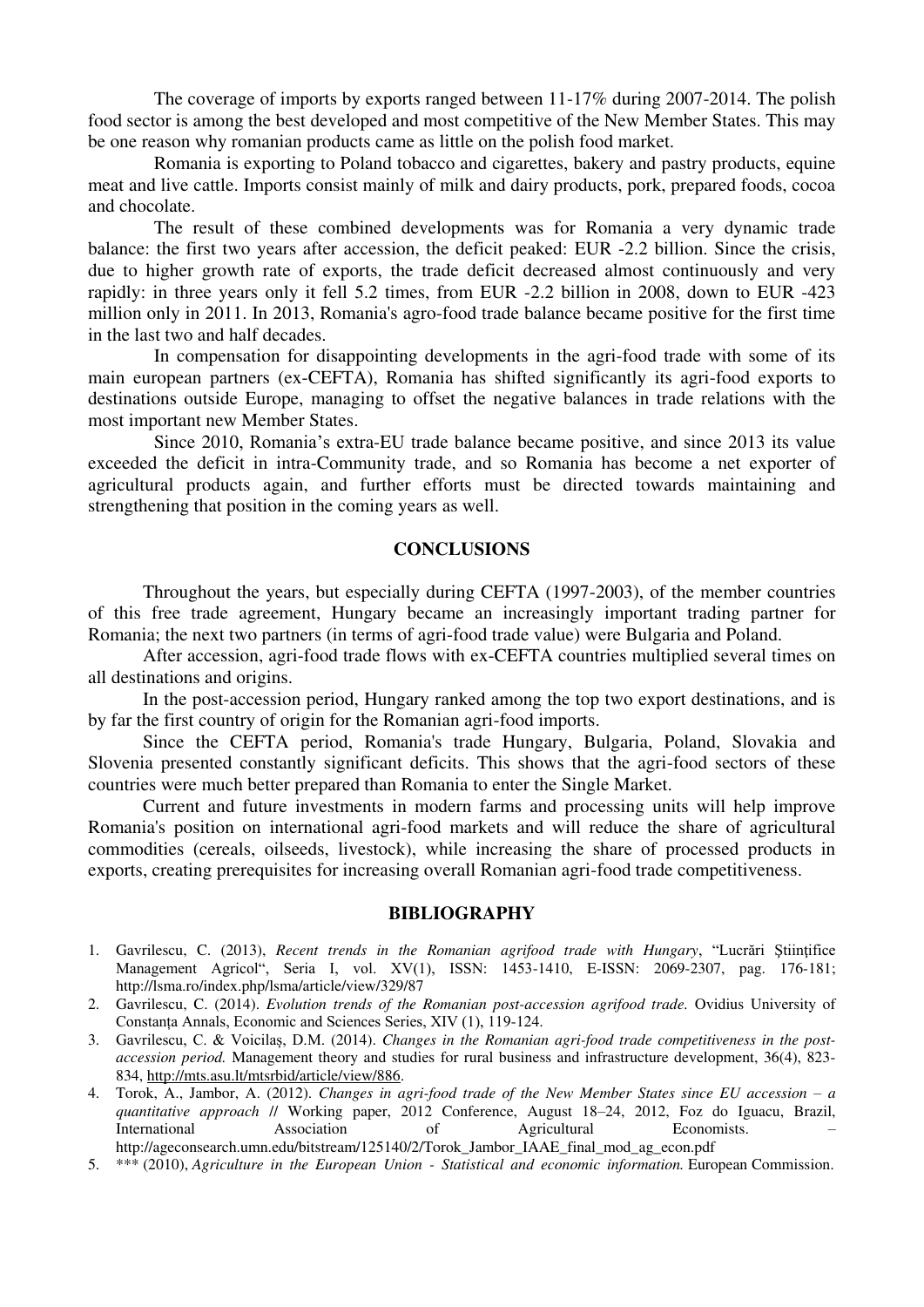The coverage of imports by exports ranged between 11-17% during 2007-2014. The polish food sector is among the best developed and most competitive of the New Member States. This may be one reason why romanian products came as little on the polish food market.

Romania is exporting to Poland tobacco and cigarettes, bakery and pastry products, equine meat and live cattle. Imports consist mainly of milk and dairy products, pork, prepared foods, cocoa and chocolate.

The result of these combined developments was for Romania a very dynamic trade balance: the first two years after accession, the deficit peaked: EUR -2.2 billion. Since the crisis, due to higher growth rate of exports, the trade deficit decreased almost continuously and very rapidly: in three years only it fell 5.2 times, from EUR -2.2 billion in 2008, down to EUR -423 million only in 2011. In 2013, Romania's agro-food trade balance became positive for the first time in the last two and half decades.

In compensation for disappointing developments in the agri-food trade with some of its main european partners (ex-CEFTA), Romania has shifted significantly its agri-food exports to destinations outside Europe, managing to offset the negative balances in trade relations with the most important new Member States.

Since 2010, Romania's extra-EU trade balance became positive, and since 2013 its value exceeded the deficit in intra-Community trade, and so Romania has become a net exporter of agricultural products again, and further efforts must be directed towards maintaining and strengthening that position in the coming years as well.

## CONCLUSIONS

Throughout the years, but especially during CEFTA (1997-2003), of the member countries of this free trade agreement, Hungary became an increasingly important trading partner for Romania; the next two partners (in terms of agri-food trade value) were Bulgaria and Poland.

After accession, agri-food trade flows with ex-CEFTA countries multiplied several times on all destinations and origins.

In the post-accession period, Hungary ranked among the top two export destinations, and is by far the first country of origin for the Romanian agri-food imports.

Since the CEFTA period, Romania's trade Hungary, Bulgaria, Poland, Slovakia and Slovenia presented constantly significant deficits. This shows that the agri-food sectors of these countries were much better prepared than Romania to enter the Single Market.

Current and future investments in modern farms and processing units will help improve Romania's position on international agri-food markets and will reduce the share of agricultural commodities (cereals, oilseeds, livestock), while increasing the share of processed products in exports, creating prerequisites for increasing overall Romanian agri-food trade competitiveness.

## BIBLIOGRAPHY

1. Gavrilescu, C. (2013), *Recent trends in the Romanian agrifood trade with Hungary*, "Lucrări Ştiinţifice Management Agricol", Seria I, vol. XV(1), ISSN: 1453-1410, E-ISSN: 2069-2307, pag. 176-181; http://lsma.ro/index.php/lsma/article/view/329/87
2. Gavrilescu, C. (2014). *Evolution trends of the Romanian post-accession agrifood trade.* Ovidius University of Constanța Annals, Economic and Sciences Series, XIV (1), 119-124.
3. Gavrilescu, C. & Voicilaș, D.M. (2014). *Changes in the Romanian agri-food trade competitiveness in the post-accession period.* Management theory and studies for rural business and infrastructure development, 36(4), 823-834, http://mts.asu.lt/mtsrbid/article/view/886.
4. Torok, A., Jambor, A. (2012). *Changes in agri-food trade of the New Member States since EU accession – a quantitative approach* // Working paper, 2012 Conference, August 18–24, 2012, Foz do Iguacu, Brazil, International Association of Agricultural Economists. – http://ageconsearch.umn.edu/bitstream/125140/2/Torok_Jambor_IAAE_final_mod_ag_econ.pdf
5. *** (2010), *Agriculture in the European Union - Statistical and economic information.* European Commission.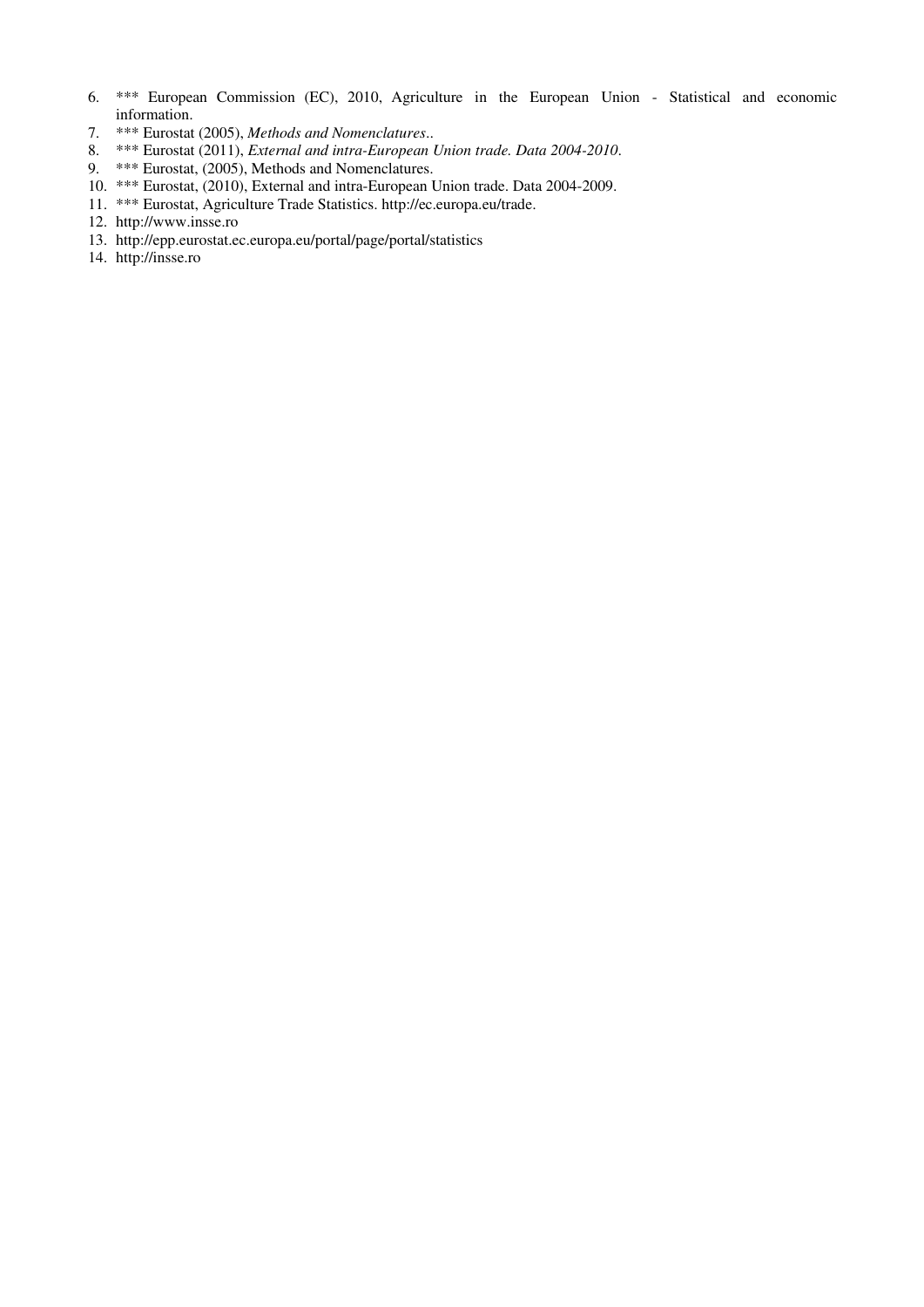6. *** European Commission (EC), 2010, Agriculture in the European Union - Statistical and economic information.
7. *** Eurostat (2005), *Methods and Nomenclatures..*
8. *** Eurostat (2011), *External and intra-European Union trade. Data 2004-2010.*
9. *** Eurostat, (2005), Methods and Nomenclatures.
10. *** Eurostat, (2010), External and intra-European Union trade. Data 2004-2009.
11. *** Eurostat, Agriculture Trade Statistics. http://ec.europa.eu/trade.
12. http://www.insse.ro
13. http://epp.eurostat.ec.europa.eu/portal/page/portal/statistics
14. http://insse.ro